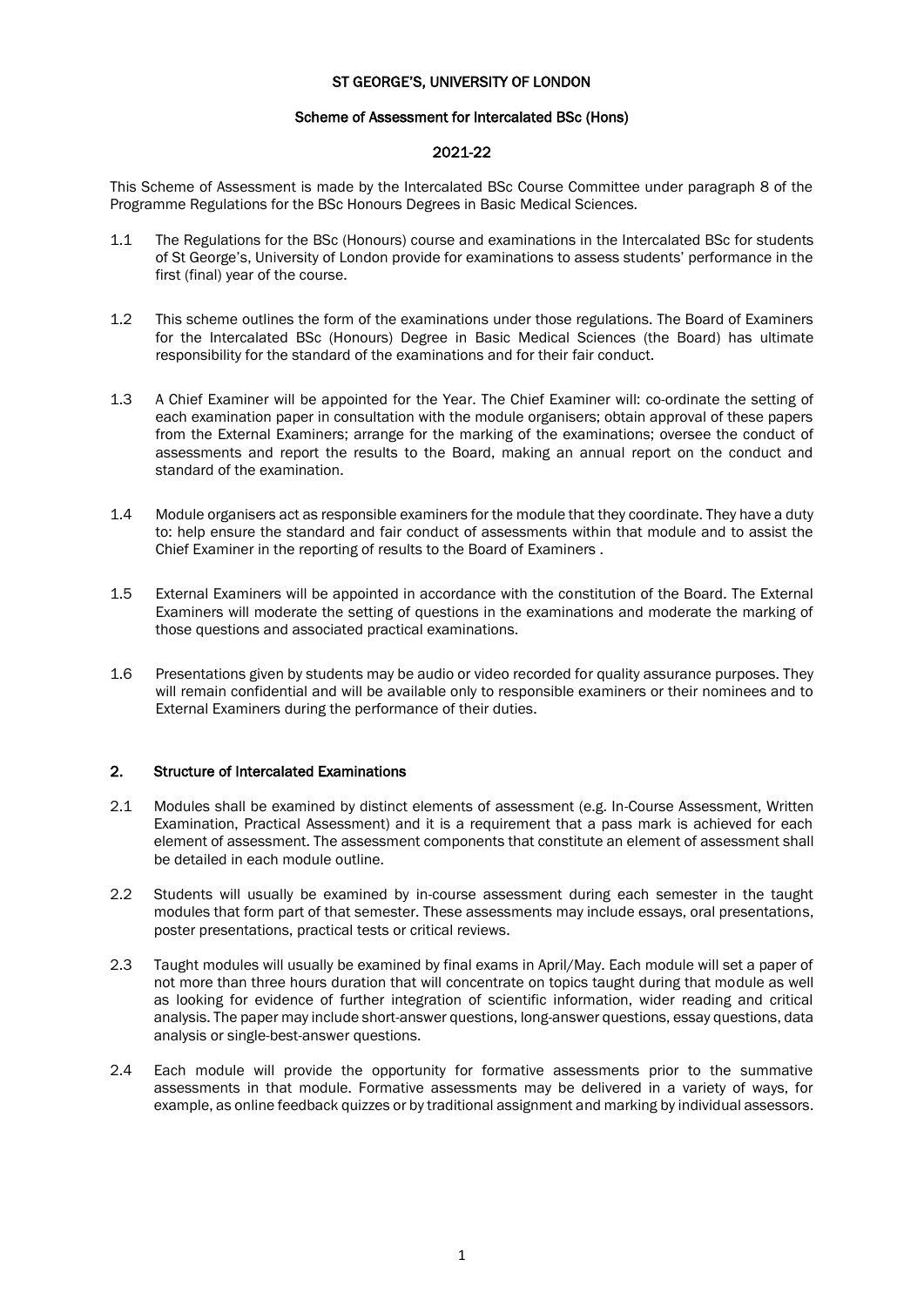# ST GEORGE'S, UNIVERSITY OF LONDON

## Scheme of Assessment for Intercalated BSc (Hons)

## 2021-22

This Scheme of Assessment is made by the Intercalated BSc Course Committee under paragraph 8 of the Programme Regulations for the BSc Honours Degrees in Basic Medical Sciences.

1.1 The Regulations for the BSc (Honours) course and examinations in the Intercalated BSc for students of St George's, University of London provide for examinations to assess students' performance in the first (final) year of the course.

1.2 This scheme outlines the form of the examinations under those regulations. The Board of Examiners for the Intercalated BSc (Honours) Degree in Basic Medical Sciences (the Board) has ultimate responsibility for the standard of the examinations and for their fair conduct.

1.3 A Chief Examiner will be appointed for the Year. The Chief Examiner will: co-ordinate the setting of each examination paper in consultation with the module organisers; obtain approval of these papers from the External Examiners; arrange for the marking of the examinations; oversee the conduct of assessments and report the results to the Board, making an annual report on the conduct and standard of the examination.

1.4 Module organisers act as responsible examiners for the module that they coordinate. They have a duty to: help ensure the standard and fair conduct of assessments within that module and to assist the Chief Examiner in the reporting of results to the Board of Examiners .

1.5 External Examiners will be appointed in accordance with the constitution of the Board. The External Examiners will moderate the setting of questions in the examinations and moderate the marking of those questions and associated practical examinations.

1.6 Presentations given by students may be audio or video recorded for quality assurance purposes. They will remain confidential and will be available only to responsible examiners or their nominees and to External Examiners during the performance of their duties.

## 2. Structure of Intercalated Examinations

2.1 Modules shall be examined by distinct elements of assessment (e.g. In-Course Assessment, Written Examination, Practical Assessment) and it is a requirement that a pass mark is achieved for each element of assessment. The assessment components that constitute an element of assessment shall be detailed in each module outline.

2.2 Students will usually be examined by in-course assessment during each semester in the taught modules that form part of that semester. These assessments may include essays, oral presentations, poster presentations, practical tests or critical reviews.

2.3 Taught modules will usually be examined by final exams in April/May. Each module will set a paper of not more than three hours duration that will concentrate on topics taught during that module as well as looking for evidence of further integration of scientific information, wider reading and critical analysis. The paper may include short-answer questions, long-answer questions, essay questions, data analysis or single-best-answer questions.

2.4 Each module will provide the opportunity for formative assessments prior to the summative assessments in that module. Formative assessments may be delivered in a variety of ways, for example, as online feedback quizzes or by traditional assignment and marking by individual assessors.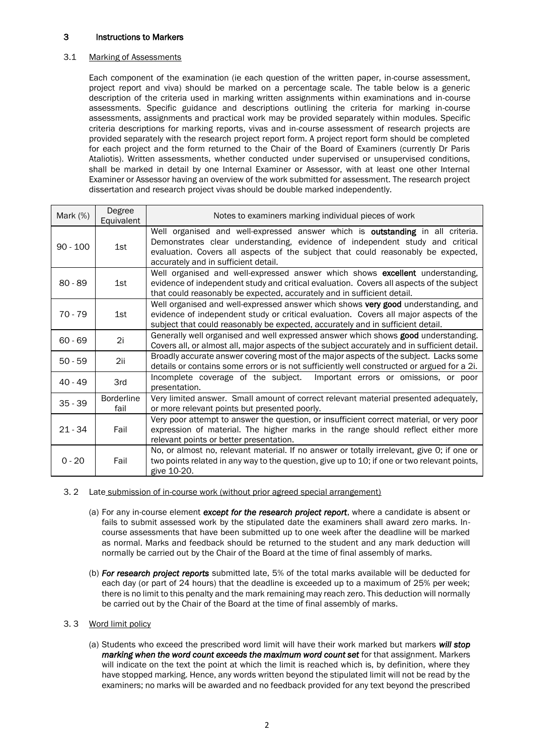## 3 Instructions to Markers

### 3.1 Marking of Assessments

Each component of the examination (ie each question of the written paper, in-course assessment, project report and viva) should be marked on a percentage scale. The table below is a generic description of the criteria used in marking written assignments within examinations and in-course assessments. Specific guidance and descriptions outlining the criteria for marking in-course assessments, assignments and practical work may be provided separately within modules. Specific criteria descriptions for marking reports, vivas and in-course assessment of research projects are provided separately with the research project report form. A project report form should be completed for each project and the form returned to the Chair of the Board of Examiners (currently Dr Paris Ataliotis). Written assessments, whether conducted under supervised or unsupervised conditions, shall be marked in detail by one Internal Examiner or Assessor, with at least one other Internal Examiner or Assessor having an overview of the work submitted for assessment. The research project dissertation and research project vivas should be double marked independently.

| Mark (%) | Degree Equivalent | Notes to examiners marking individual pieces of work |
|---|---|---|
| 90 - 100 | 1st | Well organised and well-expressed answer which is **outstanding** in all criteria. Demonstrates clear understanding, evidence of independent study and critical evaluation. Covers all aspects of the subject that could reasonably be expected, accurately and in sufficient detail. |
| 80 - 89 | 1st | Well organised and well-expressed answer which shows **excellent** understanding, evidence of independent study and critical evaluation. Covers all aspects of the subject that could reasonably be expected, accurately and in sufficient detail. |
| 70 - 79 | 1st | Well organised and well-expressed answer which shows **very good** understanding, and evidence of independent study or critical evaluation. Covers all major aspects of the subject that could reasonably be expected, accurately and in sufficient detail. |
| 60 - 69 | 2i | Generally well organised and well expressed answer which shows **good** understanding. Covers all, or almost all, major aspects of the subject accurately and in sufficient detail. |
| 50 - 59 | 2ii | Broadly accurate answer covering most of the major aspects of the subject. Lacks some details or contains some errors or is not sufficiently well constructed or argued for a 2i. |
| 40 - 49 | 3rd | Incomplete coverage of the subject. Important errors or omissions, or poor presentation. |
| 35 - 39 | Borderline fail | Very limited answer. Small amount of correct relevant material presented adequately, or more relevant points but presented poorly. |
| 21 - 34 | Fail | Very poor attempt to answer the question, or insufficient correct material, or very poor expression of material. The higher marks in the range should reflect either more relevant points or better presentation. |
| 0 - 20 | Fail | No, or almost no, relevant material. If no answer or totally irrelevant, give 0; if one or two points related in any way to the question, give up to 10; if one or two relevant points, give 10-20. |

### 3.2 Late submission of in-course work (without prior agreed special arrangement)

(a) For any in-course element ***except for the research project report***, where a candidate is absent or fails to submit assessed work by the stipulated date the examiners shall award zero marks. In-course assessments that have been submitted up to one week after the deadline will be marked as normal. Marks and feedback should be returned to the student and any mark deduction will normally be carried out by the Chair of the Board at the time of final assembly of marks.

(b) ***For research project reports*** submitted late, 5% of the total marks available will be deducted for each day (or part of 24 hours) that the deadline is exceeded up to a maximum of 25% per week; there is no limit to this penalty and the mark remaining may reach zero. This deduction will normally be carried out by the Chair of the Board at the time of final assembly of marks.

### 3.3 Word limit policy

(a) Students who exceed the prescribed word limit will have their work marked but markers ***will stop marking when the word count exceeds the maximum word count set*** for that assignment. Markers will indicate on the text the point at which the limit is reached which is, by definition, where they have stopped marking. Hence, any words written beyond the stipulated limit will not be read by the examiners; no marks will be awarded and no feedback provided for any text beyond the prescribed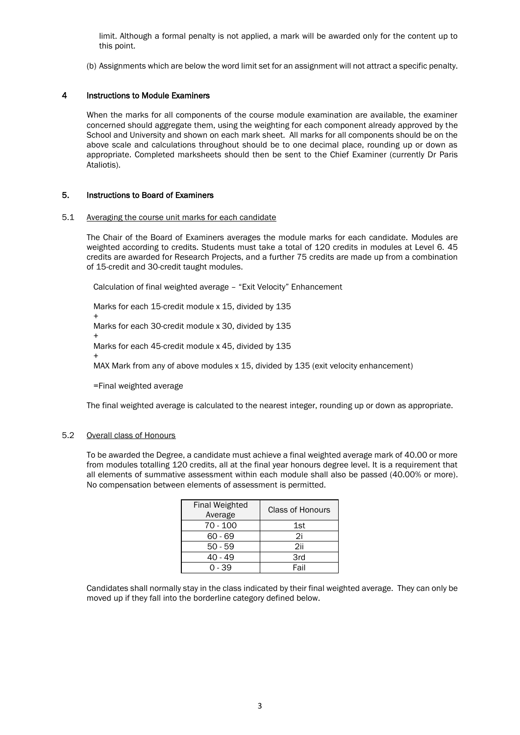limit. Although a formal penalty is not applied, a mark will be awarded only for the content up to this point.

(b) Assignments which are below the word limit set for an assignment will not attract a specific penalty.

## 4 Instructions to Module Examiners

When the marks for all components of the course module examination are available, the examiner concerned should aggregate them, using the weighting for each component already approved by the School and University and shown on each mark sheet. All marks for all components should be on the above scale and calculations throughout should be to one decimal place, rounding up or down as appropriate. Completed marksheets should then be sent to the Chief Examiner (currently Dr Paris Ataliotis).

## 5. Instructions to Board of Examiners

### 5.1 Averaging the course unit marks for each candidate

The Chair of the Board of Examiners averages the module marks for each candidate. Modules are weighted according to credits. Students must take a total of 120 credits in modules at Level 6. 45 credits are awarded for Research Projects, and a further 75 credits are made up from a combination of 15-credit and 30-credit taught modules.

Calculation of final weighted average – "Exit Velocity" Enhancement

Marks for each 15-credit module x 15, divided by 135
+
Marks for each 30-credit module x 30, divided by 135
+
Marks for each 45-credit module x 45, divided by 135
+
MAX Mark from any of above modules x 15, divided by 135 (exit velocity enhancement)

=Final weighted average

The final weighted average is calculated to the nearest integer, rounding up or down as appropriate.

### 5.2 Overall class of Honours

To be awarded the Degree, a candidate must achieve a final weighted average mark of 40.00 or more from modules totalling 120 credits, all at the final year honours degree level. It is a requirement that all elements of summative assessment within each module shall also be passed (40.00% or more). No compensation between elements of assessment is permitted.

| Final Weighted Average | Class of Honours |
|---|---|
| 70 - 100 | 1st |
| 60 - 69 | 2i |
| 50 - 59 | 2ii |
| 40 - 49 | 3rd |
| 0 - 39 | Fail |

Candidates shall normally stay in the class indicated by their final weighted average. They can only be moved up if they fall into the borderline category defined below.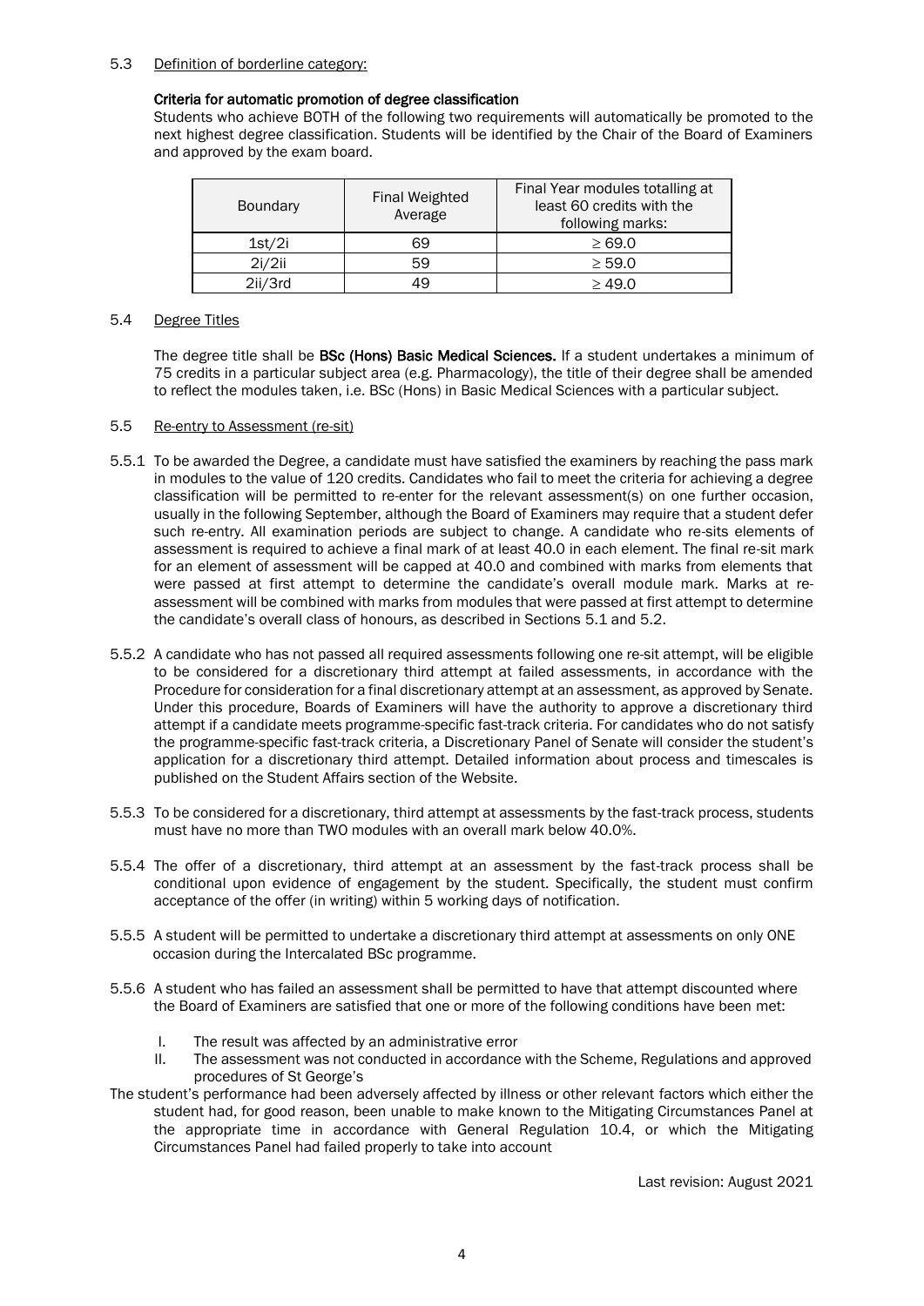### 5.3 Definition of borderline category:

**Criteria for automatic promotion of degree classification**

Students who achieve BOTH of the following two requirements will automatically be promoted to the next highest degree classification. Students will be identified by the Chair of the Board of Examiners and approved by the exam board.

| Boundary | Final Weighted Average | Final Year modules totalling at least 60 credits with the following marks: |
|---|---|---|
| 1st/2i | 69 | ≥ 69.0 |
| 2i/2ii | 59 | ≥ 59.0 |
| 2ii/3rd | 49 | ≥ 49.0 |

### 5.4 Degree Titles

The degree title shall be **BSc (Hons) Basic Medical Sciences.** If a student undertakes a minimum of 75 credits in a particular subject area (e.g. Pharmacology), the title of their degree shall be amended to reflect the modules taken, i.e. BSc (Hons) in Basic Medical Sciences with a particular subject.

### 5.5 Re-entry to Assessment (re-sit)

5.5.1 To be awarded the Degree, a candidate must have satisfied the examiners by reaching the pass mark in modules to the value of 120 credits. Candidates who fail to meet the criteria for achieving a degree classification will be permitted to re-enter for the relevant assessment(s) on one further occasion, usually in the following September, although the Board of Examiners may require that a student defer such re-entry. All examination periods are subject to change. A candidate who re-sits elements of assessment is required to achieve a final mark of at least 40.0 in each element. The final re-sit mark for an element of assessment will be capped at 40.0 and combined with marks from elements that were passed at first attempt to determine the candidate's overall module mark. Marks at re-assessment will be combined with marks from modules that were passed at first attempt to determine the candidate's overall class of honours, as described in Sections 5.1 and 5.2.

5.5.2 A candidate who has not passed all required assessments following one re-sit attempt, will be eligible to be considered for a discretionary third attempt at failed assessments, in accordance with the Procedure for consideration for a final discretionary attempt at an assessment, as approved by Senate. Under this procedure, Boards of Examiners will have the authority to approve a discretionary third attempt if a candidate meets programme-specific fast-track criteria. For candidates who do not satisfy the programme-specific fast-track criteria, a Discretionary Panel of Senate will consider the student's application for a discretionary third attempt. Detailed information about process and timescales is published on the Student Affairs section of the Website.

5.5.3 To be considered for a discretionary, third attempt at assessments by the fast-track process, students must have no more than TWO modules with an overall mark below 40.0%.

5.5.4 The offer of a discretionary, third attempt at an assessment by the fast-track process shall be conditional upon evidence of engagement by the student. Specifically, the student must confirm acceptance of the offer (in writing) within 5 working days of notification.

5.5.5 A student will be permitted to undertake a discretionary third attempt at assessments on only ONE occasion during the Intercalated BSc programme.

5.5.6 A student who has failed an assessment shall be permitted to have that attempt discounted where the Board of Examiners are satisfied that one or more of the following conditions have been met:

I. The result was affected by an administrative error
II. The assessment was not conducted in accordance with the Scheme, Regulations and approved procedures of St George's

The student's performance had been adversely affected by illness or other relevant factors which either the student had, for good reason, been unable to make known to the Mitigating Circumstances Panel at the appropriate time in accordance with General Regulation 10.4, or which the Mitigating Circumstances Panel had failed properly to take into account

Last revision: August 2021